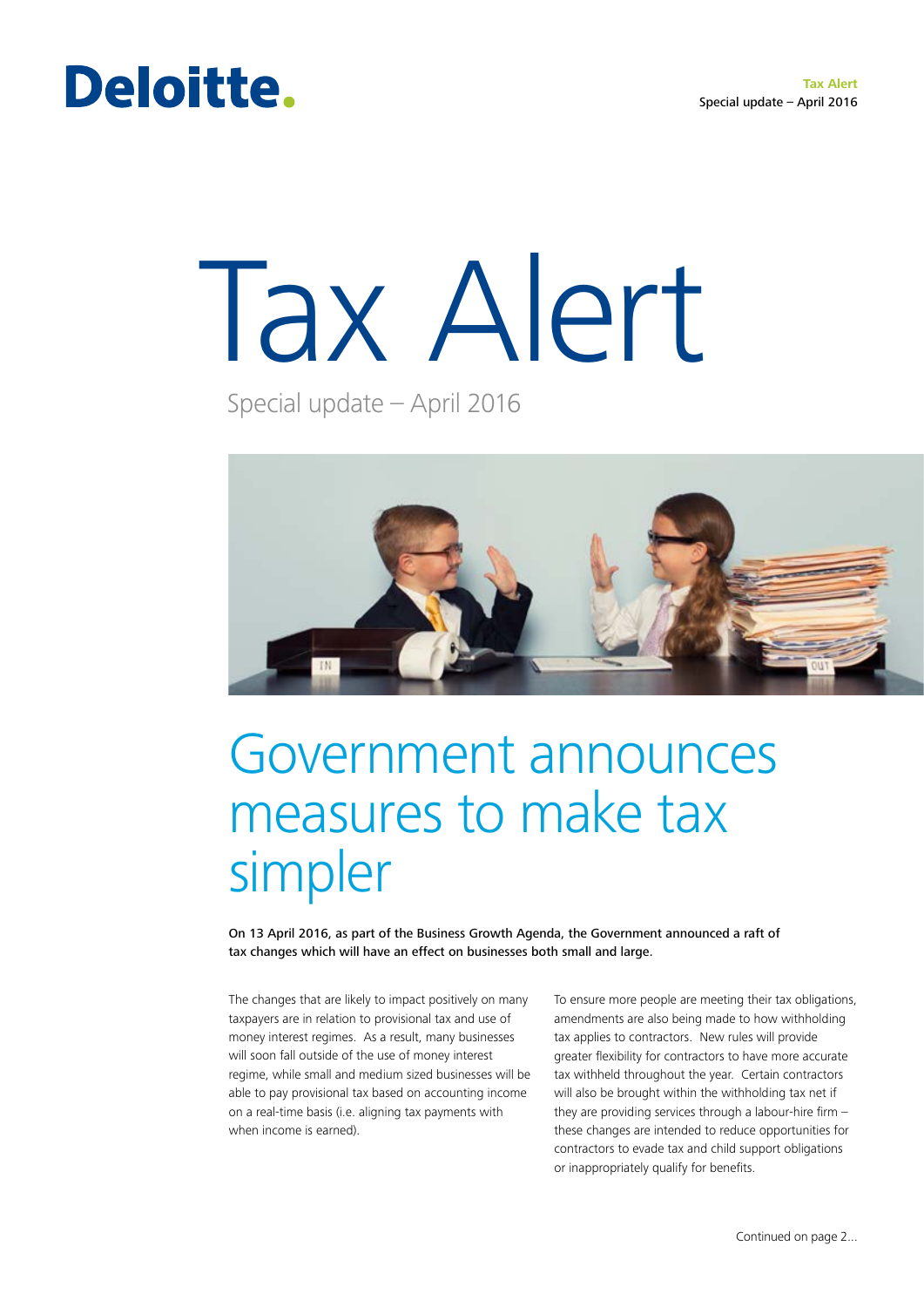# Tax Alert

Special update – April 2016

## Government announces measures to make tax simpler

**On 13 April 2016, as part of the Business Growth Agenda, the Government announced a raft of tax changes which will have an effect on businesses both small and large.**

The changes that are likely to impact positively on many taxpayers are in relation to provisional tax and use of money interest regimes. As a result, many businesses will soon fall outside of the use of money interest regime, while small and medium sized businesses will be able to pay provisional tax based on accounting income on a real-time basis (i.e. aligning tax payments with when income is earned).

To ensure more people are meeting their tax obligations, amendments are also being made to how withholding tax applies to contractors. New rules will provide greater flexibility for contractors to have more accurate tax withheld throughout the year. Certain contractors will also be brought within the withholding tax net if they are providing services through a labour-hire firm – these changes are intended to reduce opportunities for contractors to evade tax and child support obligations or inappropriately qualify for benefits.

Continued on page 2...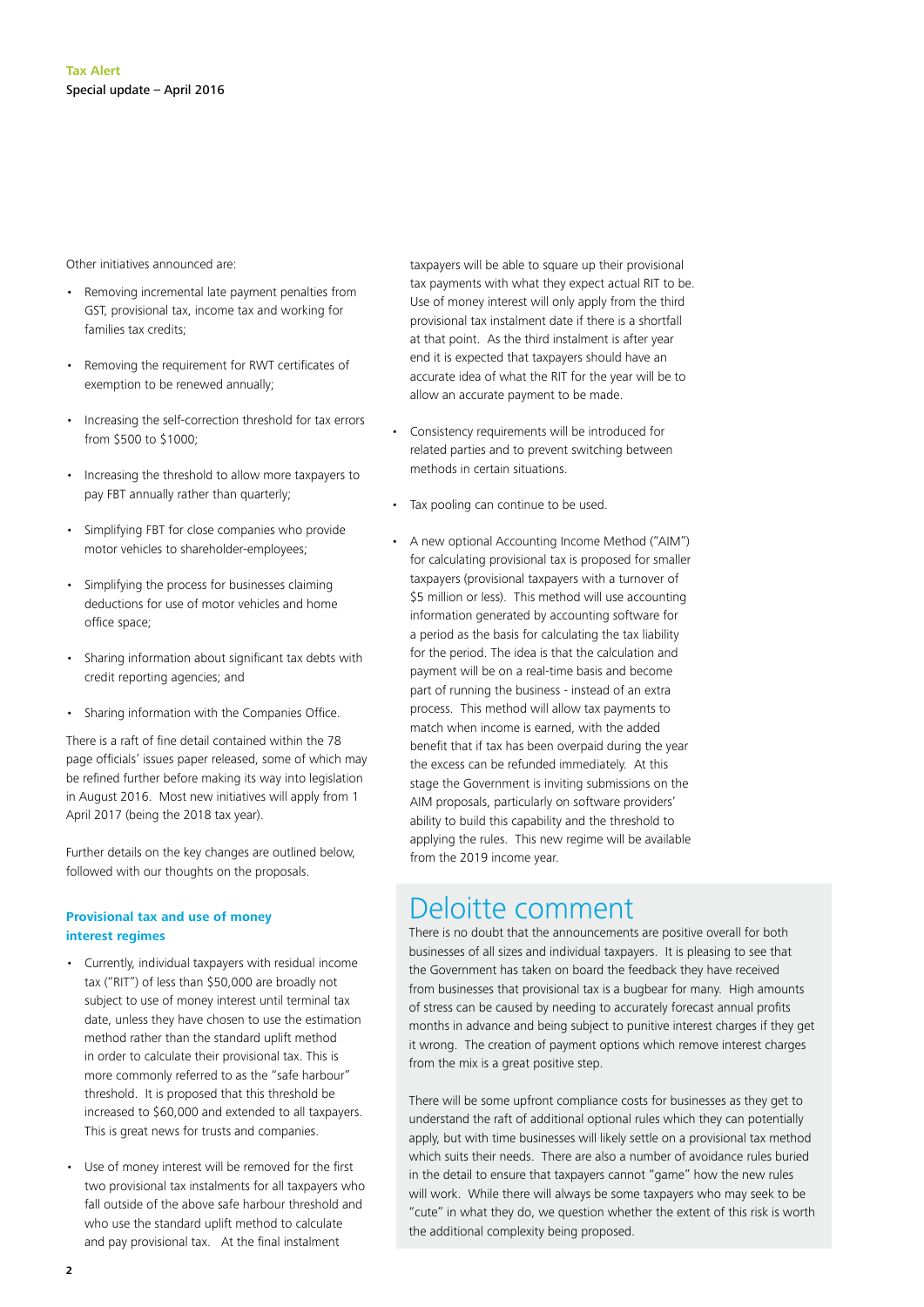Other initiatives announced are:

- Removing incremental late payment penalties from GST, provisional tax, income tax and working for families tax credits;
- Removing the requirement for RWT certificates of exemption to be renewed annually;
- Increasing the self-correction threshold for tax errors from $500 to $1000;
- Increasing the threshold to allow more taxpayers to pay FBT annually rather than quarterly;
- Simplifying FBT for close companies who provide motor vehicles to shareholder-employees;
- Simplifying the process for businesses claiming deductions for use of motor vehicles and home office space;
- Sharing information about significant tax debts with credit reporting agencies; and
- Sharing information with the Companies Office.

There is a raft of fine detail contained within the 78 page officials' issues paper released, some of which may be refined further before making its way into legislation in August 2016. Most new initiatives will apply from 1 April 2017 (being the 2018 tax year).

Further details on the key changes are outlined below, followed with our thoughts on the proposals.

### Provisional tax and use of money interest regimes

- Currently, individual taxpayers with residual income tax ("RIT") of less than $50,000 are broadly not subject to use of money interest until terminal tax date, unless they have chosen to use the estimation method rather than the standard uplift method in order to calculate their provisional tax. This is more commonly referred to as the "safe harbour" threshold. It is proposed that this threshold be increased to $60,000 and extended to all taxpayers. This is great news for trusts and companies.
- Use of money interest will be removed for the first two provisional tax instalments for all taxpayers who fall outside of the above safe harbour threshold and who use the standard uplift method to calculate and pay provisional tax. At the final instalment taxpayers will be able to square up their provisional tax payments with what they expect actual RIT to be. Use of money interest will only apply from the third provisional tax instalment date if there is a shortfall at that point. As the third instalment is after year end it is expected that taxpayers should have an accurate idea of what the RIT for the year will be to allow an accurate payment to be made.
- Consistency requirements will be introduced for related parties and to prevent switching between methods in certain situations.
- Tax pooling can continue to be used.
- A new optional Accounting Income Method ("AIM") for calculating provisional tax is proposed for smaller taxpayers (provisional taxpayers with a turnover of $5 million or less). This method will use accounting information generated by accounting software for a period as the basis for calculating the tax liability for the period. The idea is that the calculation and payment will be on a real-time basis and become part of running the business - instead of an extra process. This method will allow tax payments to match when income is earned, with the added benefit that if tax has been overpaid during the year the excess can be refunded immediately. At this stage the Government is inviting submissions on the AIM proposals, particularly on software providers' ability to build this capability and the threshold to applying the rules. This new regime will be available from the 2019 income year.

## Deloitte comment

There is no doubt that the announcements are positive overall for both businesses of all sizes and individual taxpayers. It is pleasing to see that the Government has taken on board the feedback they have received from businesses that provisional tax is a bugbear for many. High amounts of stress can be caused by needing to accurately forecast annual profits months in advance and being subject to punitive interest charges if they get it wrong. The creation of payment options which remove interest charges from the mix is a great positive step.

There will be some upfront compliance costs for businesses as they get to understand the raft of additional optional rules which they can potentially apply, but with time businesses will likely settle on a provisional tax method which suits their needs. There are also a number of avoidance rules buried in the detail to ensure that taxpayers cannot "game" how the new rules will work. While there will always be some taxpayers who may seek to be "cute" in what they do, we question whether the extent of this risk is worth the additional complexity being proposed.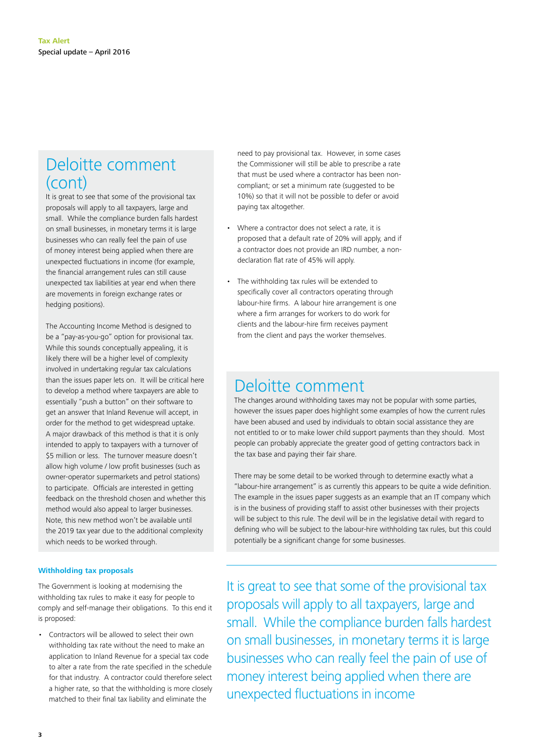## Deloitte comment (cont)

It is great to see that some of the provisional tax proposals will apply to all taxpayers, large and small. While the compliance burden falls hardest on small businesses, in monetary terms it is large businesses who can really feel the pain of use of money interest being applied when there are unexpected fluctuations in income (for example, the financial arrangement rules can still cause unexpected tax liabilities at year end when there are movements in foreign exchange rates or hedging positions).

The Accounting Income Method is designed to be a "pay-as-you-go" option for provisional tax. While this sounds conceptually appealing, it is likely there will be a higher level of complexity involved in undertaking regular tax calculations than the issues paper lets on. It will be critical here to develop a method where taxpayers are able to essentially "push a button" on their software to get an answer that Inland Revenue will accept, in order for the method to get widespread uptake. A major drawback of this method is that it is only intended to apply to taxpayers with a turnover of $5 million or less. The turnover measure doesn't allow high volume / low profit businesses (such as owner-operator supermarkets and petrol stations) to participate. Officials are interested in getting feedback on the threshold chosen and whether this method would also appeal to larger businesses. Note, this new method won't be available until the 2019 tax year due to the additional complexity which needs to be worked through.

### Withholding tax proposals

The Government is looking at modernising the withholding tax rules to make it easy for people to comply and self-manage their obligations. To this end it is proposed:

- Contractors will be allowed to select their own withholding tax rate without the need to make an application to Inland Revenue for a special tax code to alter a rate from the rate specified in the schedule for that industry. A contractor could therefore select a higher rate, so that the withholding is more closely matched to their final tax liability and eliminate the need to pay provisional tax. However, in some cases the Commissioner will still be able to prescribe a rate that must be used where a contractor has been non-compliant; or set a minimum rate (suggested to be 10%) so that it will not be possible to defer or avoid paying tax altogether.
- Where a contractor does not select a rate, it is proposed that a default rate of 20% will apply, and if a contractor does not provide an IRD number, a non-declaration flat rate of 45% will apply.
- The withholding tax rules will be extended to specifically cover all contractors operating through labour-hire firms. A labour hire arrangement is one where a firm arranges for workers to do work for clients and the labour-hire firm receives payment from the client and pays the worker themselves.

## Deloitte comment

The changes around withholding taxes may not be popular with some parties, however the issues paper does highlight some examples of how the current rules have been abused and used by individuals to obtain social assistance they are not entitled to or to make lower child support payments than they should. Most people can probably appreciate the greater good of getting contractors back in the tax base and paying their fair share.

There may be some detail to be worked through to determine exactly what a "labour-hire arrangement" is as currently this appears to be quite a wide definition. The example in the issues paper suggests as an example that an IT company which is in the business of providing staff to assist other businesses with their projects will be subject to this rule. The devil will be in the legislative detail with regard to defining who will be subject to the labour-hire withholding tax rules, but this could potentially be a significant change for some businesses.

> It is great to see that some of the provisional tax proposals will apply to all taxpayers, large and small. While the compliance burden falls hardest on small businesses, in monetary terms it is large businesses who can really feel the pain of use of money interest being applied when there are unexpected fluctuations in income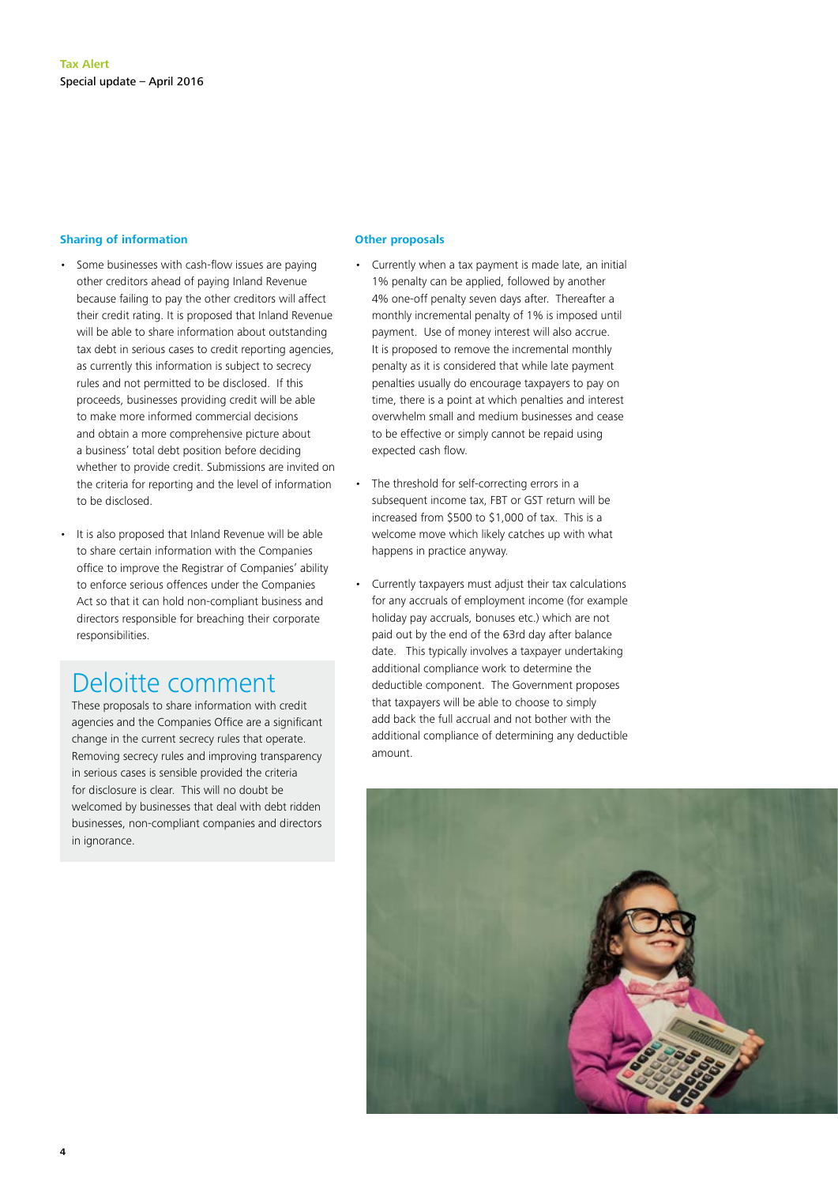## Sharing of information

- Some businesses with cash-flow issues are paying other creditors ahead of paying Inland Revenue because failing to pay the other creditors will affect their credit rating. It is proposed that Inland Revenue will be able to share information about outstanding tax debt in serious cases to credit reporting agencies, as currently this information is subject to secrecy rules and not permitted to be disclosed. If this proceeds, businesses providing credit will be able to make more informed commercial decisions and obtain a more comprehensive picture about a business' total debt position before deciding whether to provide credit. Submissions are invited on the criteria for reporting and the level of information to be disclosed.

- It is also proposed that Inland Revenue will be able to share certain information with the Companies office to improve the Registrar of Companies' ability to enforce serious offences under the Companies Act so that it can hold non-compliant business and directors responsible for breaching their corporate responsibilities.

## Deloitte comment

These proposals to share information with credit agencies and the Companies Office are a significant change in the current secrecy rules that operate. Removing secrecy rules and improving transparency in serious cases is sensible provided the criteria for disclosure is clear. This will no doubt be welcomed by businesses that deal with debt ridden businesses, non-compliant companies and directors in ignorance.

## Other proposals

- Currently when a tax payment is made late, an initial 1% penalty can be applied, followed by another 4% one-off penalty seven days after. Thereafter a monthly incremental penalty of 1% is imposed until payment. Use of money interest will also accrue. It is proposed to remove the incremental monthly penalty as it is considered that while late payment penalties usually do encourage taxpayers to pay on time, there is a point at which penalties and interest overwhelm small and medium businesses and cease to be effective or simply cannot be repaid using expected cash flow.

- The threshold for self-correcting errors in a subsequent income tax, FBT or GST return will be increased from $500 to $1,000 of tax. This is a welcome move which likely catches up with what happens in practice anyway.

- Currently taxpayers must adjust their tax calculations for any accruals of employment income (for example holiday pay accruals, bonuses etc.) which are not paid out by the end of the 63rd day after balance date. This typically involves a taxpayer undertaking additional compliance work to determine the deductible component. The Government proposes that taxpayers will be able to choose to simply add back the full accrual and not bother with the additional compliance of determining any deductible amount.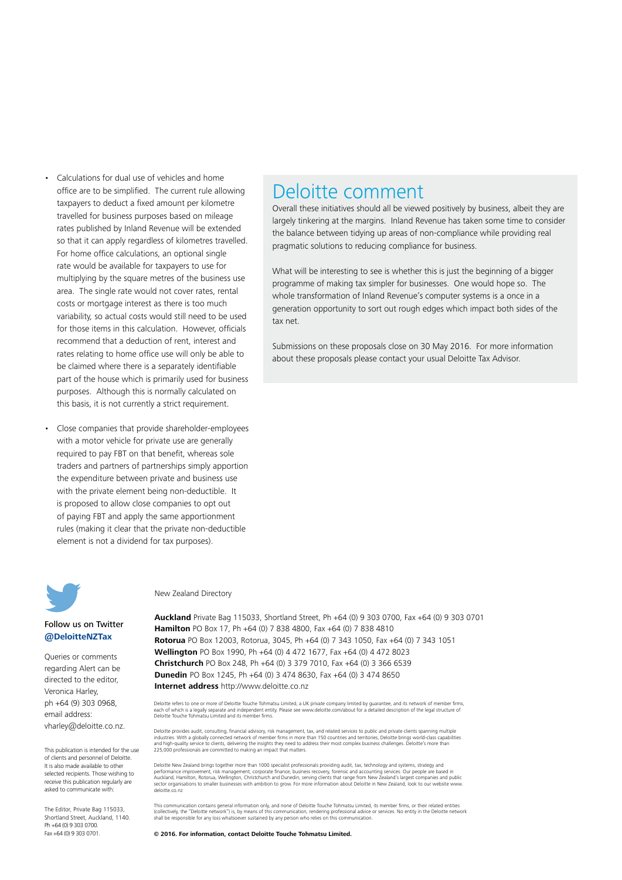- Calculations for dual use of vehicles and home office are to be simplified. The current rule allowing taxpayers to deduct a fixed amount per kilometre travelled for business purposes based on mileage rates published by Inland Revenue will be extended so that it can apply regardless of kilometres travelled. For home office calculations, an optional single rate would be available for taxpayers to use for multiplying by the square metres of the business use area. The single rate would not cover rates, rental costs or mortgage interest as there is too much variability, so actual costs would still need to be used for those items in this calculation. However, officials recommend that a deduction of rent, interest and rates relating to home office use will only be able to be claimed where there is a separately identifiable part of the house which is primarily used for business purposes. Although this is normally calculated on this basis, it is not currently a strict requirement.

- Close companies that provide shareholder-employees with a motor vehicle for private use are generally required to pay FBT on that benefit, whereas sole traders and partners of partnerships simply apportion the expenditure between private and business use with the private element being non-deductible. It is proposed to allow close companies to opt out of paying FBT and apply the same apportionment rules (making it clear that the private non-deductible element is not a dividend for tax purposes).

# Deloitte comment

Overall these initiatives should all be viewed positively by business, albeit they are largely tinkering at the margins. Inland Revenue has taken some time to consider the balance between tidying up areas of non-compliance while providing real pragmatic solutions to reducing compliance for business.

What will be interesting to see is whether this is just the beginning of a bigger programme of making tax simpler for businesses. One would hope so. The whole transformation of Inland Revenue's computer systems is a once in a generation opportunity to sort out rough edges which impact both sides of the tax net.

Submissions on these proposals close on 30 May 2016. For more information about these proposals please contact your usual Deloitte Tax Advisor.

Follow us on Twitter
**@DeloitteNZTax**

Queries or comments regarding Alert can be directed to the editor, Veronica Harley, ph +64 (9) 303 0968, email address: vharley@deloitte.co.nz.

This publication is intended for the use of clients and personnel of Deloitte. It is also made available to other selected recipients. Those wishing to receive this publication regularly are asked to communicate with:

The Editor, Private Bag 115033, Shortland Street, Auckland, 1140.
Ph +64 (0) 9 303 0700.
Fax +64 (0) 9 303 0701.

New Zealand Directory

**Auckland** Private Bag 115033, Shortland Street, Ph +64 (0) 9 303 0700, Fax +64 (0) 9 303 0701
**Hamilton** PO Box 17, Ph +64 (0) 7 838 4800, Fax +64 (0) 7 838 4810
**Rotorua** PO Box 12003, Rotorua, 3045, Ph +64 (0) 7 343 1050, Fax +64 (0) 7 343 1051
**Wellington** PO Box 1990, Ph +64 (0) 4 472 1677, Fax +64 (0) 4 472 8023
**Christchurch** PO Box 248, Ph +64 (0) 3 379 7010, Fax +64 (0) 3 366 6539
**Dunedin** PO Box 1245, Ph +64 (0) 3 474 8630, Fax +64 (0) 3 474 8650
**Internet address** http://www.deloitte.co.nz

Deloitte refers to one or more of Deloitte Touche Tohmatsu Limited, a UK private company limited by guarantee, and its network of member firms, each of which is a legally separate and independent entity. Please see www.deloitte.com/about for a detailed description of the legal structure of Deloitte Touche Tohmatsu Limited and its member firms.

Deloitte provides audit, consulting, financial advisory, risk management, tax, and related services to public and private clients spanning multiple industries. With a globally connected network of member firms in more than 150 countries and territories, Deloitte brings world-class capabilities and high-quality service to clients, delivering the insights they need to address their most complex business challenges. Deloitte's more than 225,000 professionals are committed to making an impact that matters.

Deloitte New Zealand brings together more than 1000 specialist professionals providing audit, tax, technology and systems, strategy and performance improvement, risk management, corporate finance, business recovery, forensic and accounting services. Our people are based in Auckland, Hamilton, Rotorua, Wellington, Christchurch and Dunedin, serving clients that range from New Zealand's largest companies and public sector organisations to smaller businesses with ambition to grow. For more information about Deloitte in New Zealand, look to our website www.deloitte.co.nz

This communication contains general information only, and none of Deloitte Touche Tohmatsu Limited, its member firms, or their related entities (collectively, the "Deloitte network") is, by means of this communication, rendering professional advice or services. No entity in the Deloitte network shall be responsible for any loss whatsoever sustained by any person who relies on this communication.

**© 2016. For information, contact Deloitte Touche Tohmatsu Limited.**